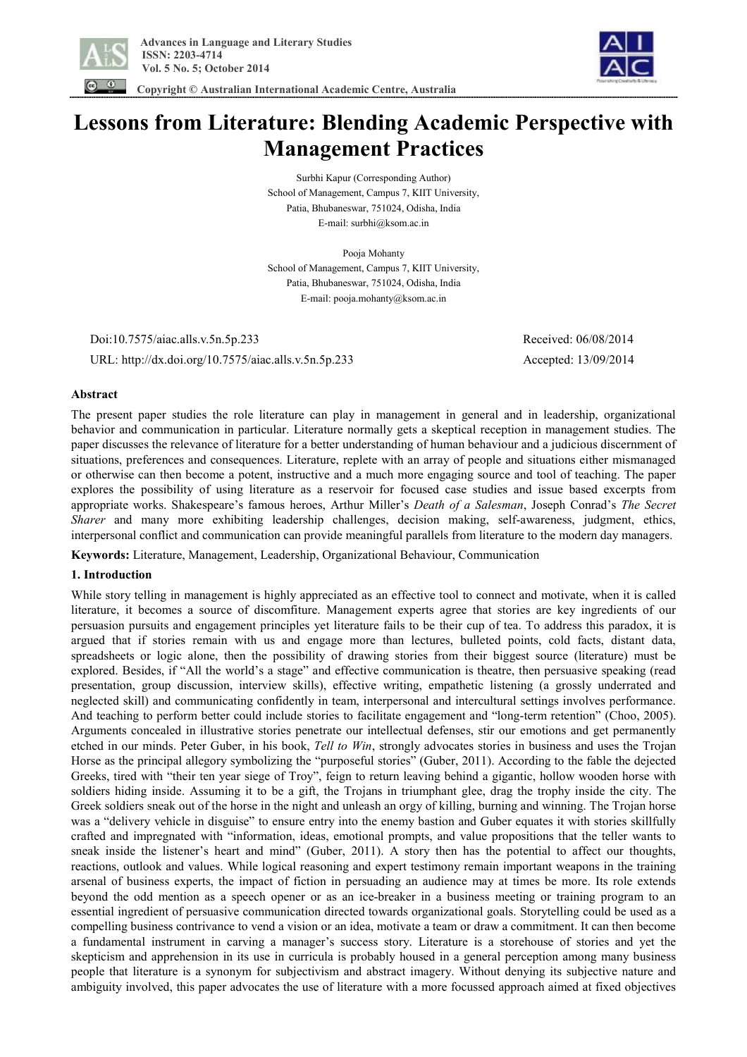# Lessons from Literature: Blending Academic Perspective with Management Practices

Surbhi Kapur (Corresponding Author)
School of Management, Campus 7, KIIT University,
Patia, Bhubaneswar, 751024, Odisha, India
E-mail: surbhi@ksom.ac.in

Pooja Mohanty
School of Management, Campus 7, KIIT University,
Patia, Bhubaneswar, 751024, Odisha, India
E-mail: pooja.mohanty@ksom.ac.in

Doi:10.7575/aiac.alls.v.5n.5p.233 Received: 06/08/2014

URL: http://dx.doi.org/10.7575/aiac.alls.v.5n.5p.233 Accepted: 13/09/2014

**Abstract**

The present paper studies the role literature can play in management in general and in leadership, organizational behavior and communication in particular. Literature normally gets a skeptical reception in management studies. The paper discusses the relevance of literature for a better understanding of human behaviour and a judicious discernment of situations, preferences and consequences. Literature, replete with an array of people and situations either mismanaged or otherwise can then become a potent, instructive and a much more engaging source and tool of teaching. The paper explores the possibility of using literature as a reservoir for focused case studies and issue based excerpts from appropriate works. Shakespeare's famous heroes, Arthur Miller's *Death of a Salesman*, Joseph Conrad's *The Secret Sharer* and many more exhibiting leadership challenges, decision making, self-awareness, judgment, ethics, interpersonal conflict and communication can provide meaningful parallels from literature to the modern day managers.

**Keywords:** Literature, Management, Leadership, Organizational Behaviour, Communication

## 1. Introduction

While story telling in management is highly appreciated as an effective tool to connect and motivate, when it is called literature, it becomes a source of discomfiture. Management experts agree that stories are key ingredients of our persuasion pursuits and engagement principles yet literature fails to be their cup of tea. To address this paradox, it is argued that if stories remain with us and engage more than lectures, bulleted points, cold facts, distant data, spreadsheets or logic alone, then the possibility of drawing stories from their biggest source (literature) must be explored. Besides, if "All the world's a stage" and effective communication is theatre, then persuasive speaking (read presentation, group discussion, interview skills), effective writing, empathetic listening (a grossly underrated and neglected skill) and communicating confidently in team, interpersonal and intercultural settings involves performance. And teaching to perform better could include stories to facilitate engagement and "long-term retention" (Choo, 2005). Arguments concealed in illustrative stories penetrate our intellectual defenses, stir our emotions and get permanently etched in our minds. Peter Guber, in his book, *Tell to Win*, strongly advocates stories in business and uses the Trojan Horse as the principal allegory symbolizing the "purposeful stories" (Guber, 2011). According to the fable the dejected Greeks, tired with "their ten year siege of Troy", feign to return leaving behind a gigantic, hollow wooden horse with soldiers hiding inside. Assuming it to be a gift, the Trojans in triumphant glee, drag the trophy inside the city. The Greek soldiers sneak out of the horse in the night and unleash an orgy of killing, burning and winning. The Trojan horse was a "delivery vehicle in disguise" to ensure entry into the enemy bastion and Guber equates it with stories skillfully crafted and impregnated with "information, ideas, emotional prompts, and value propositions that the teller wants to sneak inside the listener's heart and mind" (Guber, 2011). A story then has the potential to affect our thoughts, reactions, outlook and values. While logical reasoning and expert testimony remain important weapons in the training arsenal of business experts, the impact of fiction in persuading an audience may at times be more. Its role extends beyond the odd mention as a speech opener or as an ice-breaker in a business meeting or training program to an essential ingredient of persuasive communication directed towards organizational goals. Storytelling could be used as a compelling business contrivance to vend a vision or an idea, motivate a team or draw a commitment. It can then become a fundamental instrument in carving a manager's success story. Literature is a storehouse of stories and yet the skepticism and apprehension in its use in curricula is probably housed in a general perception among many business people that literature is a synonym for subjectivism and abstract imagery. Without denying its subjective nature and ambiguity involved, this paper advocates the use of literature with a more focussed approach aimed at fixed objectives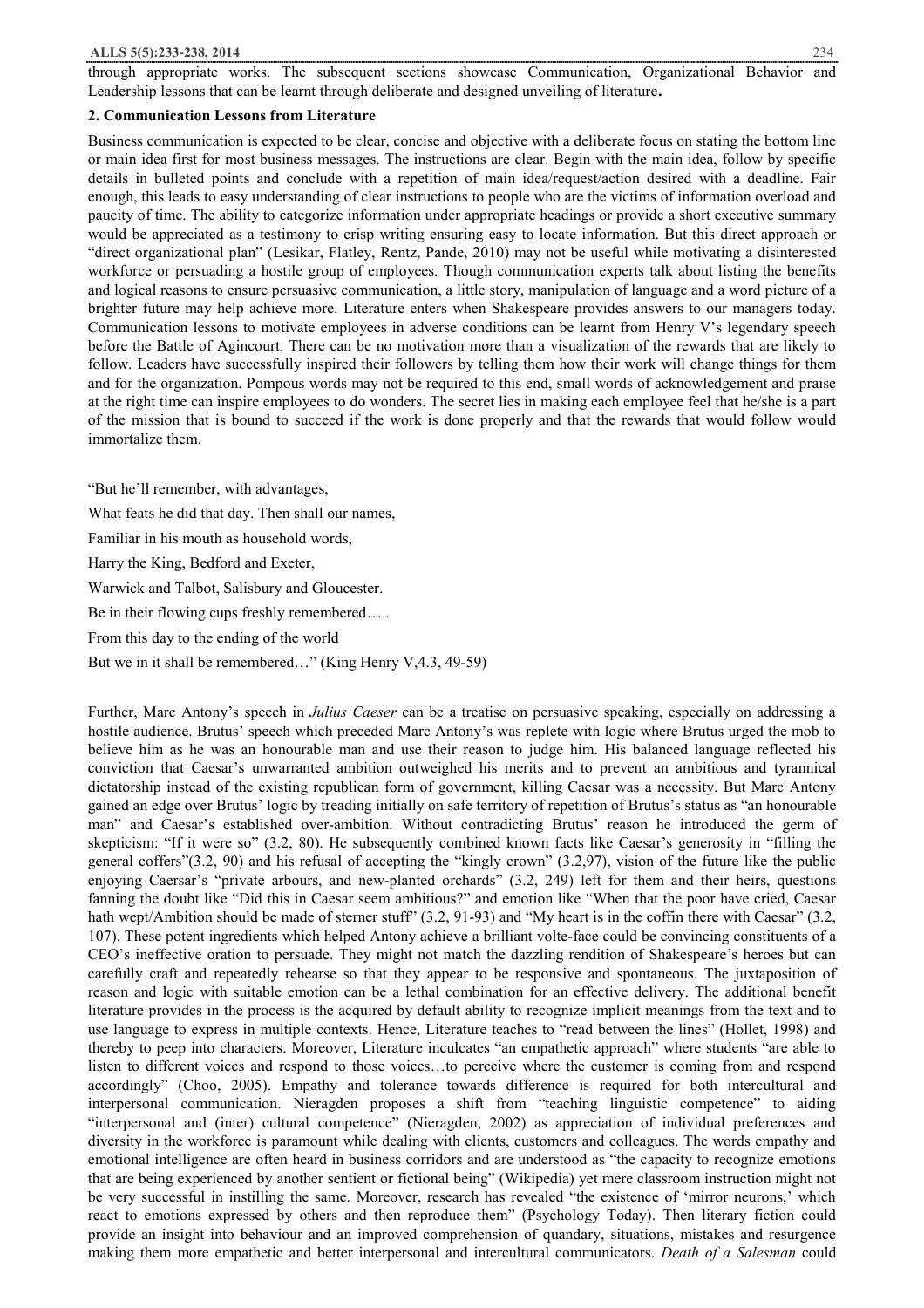through appropriate works. The subsequent sections showcase Communication, Organizational Behavior and Leadership lessons that can be learnt through deliberate and designed unveiling of literature**.**

## 2. Communication Lessons from Literature

Business communication is expected to be clear, concise and objective with a deliberate focus on stating the bottom line or main idea first for most business messages. The instructions are clear. Begin with the main idea, follow by specific details in bulleted points and conclude with a repetition of main idea/request/action desired with a deadline. Fair enough, this leads to easy understanding of clear instructions to people who are the victims of information overload and paucity of time. The ability to categorize information under appropriate headings or provide a short executive summary would be appreciated as a testimony to crisp writing ensuring easy to locate information. But this direct approach or "direct organizational plan" (Lesikar, Flatley, Rentz, Pande, 2010) may not be useful while motivating a disinterested workforce or persuading a hostile group of employees. Though communication experts talk about listing the benefits and logical reasons to ensure persuasive communication, a little story, manipulation of language and a word picture of a brighter future may help achieve more. Literature enters when Shakespeare provides answers to our managers today. Communication lessons to motivate employees in adverse conditions can be learnt from Henry V's legendary speech before the Battle of Agincourt. There can be no motivation more than a visualization of the rewards that are likely to follow. Leaders have successfully inspired their followers by telling them how their work will change things for them and for the organization. Pompous words may not be required to this end, small words of acknowledgement and praise at the right time can inspire employees to do wonders. The secret lies in making each employee feel that he/she is a part of the mission that is bound to succeed if the work is done properly and that the rewards that would follow would immortalize them.

"But he'll remember, with advantages,

What feats he did that day. Then shall our names,

Familiar in his mouth as household words,

Harry the King, Bedford and Exeter,

Warwick and Talbot, Salisbury and Gloucester.

Be in their flowing cups freshly remembered…..

From this day to the ending of the world

But we in it shall be remembered…" (King Henry V,4.3, 49-59)

Further, Marc Antony's speech in *Julius Caeser* can be a treatise on persuasive speaking, especially on addressing a hostile audience. Brutus' speech which preceded Marc Antony's was replete with logic where Brutus urged the mob to believe him as he was an honourable man and use their reason to judge him. His balanced language reflected his conviction that Caesar's unwarranted ambition outweighed his merits and to prevent an ambitious and tyrannical dictatorship instead of the existing republican form of government, killing Caesar was a necessity. But Marc Antony gained an edge over Brutus' logic by treading initially on safe territory of repetition of Brutus's status as "an honourable man" and Caesar's established over-ambition. Without contradicting Brutus' reason he introduced the germ of skepticism: "If it were so" (3.2, 80). He subsequently combined known facts like Caesar's generosity in "filling the general coffers"(3.2, 90) and his refusal of accepting the "kingly crown" (3.2,97), vision of the future like the public enjoying Caersar's "private arbours, and new-planted orchards" (3.2, 249) left for them and their heirs, questions fanning the doubt like "Did this in Caesar seem ambitious?" and emotion like "When that the poor have cried, Caesar hath wept/Ambition should be made of sterner stuff" (3.2, 91-93) and "My heart is in the coffin there with Caesar" (3.2, 107). These potent ingredients which helped Antony achieve a brilliant volte-face could be convincing constituents of a CEO's ineffective oration to persuade. They might not match the dazzling rendition of Shakespeare's heroes but can carefully craft and repeatedly rehearse so that they appear to be responsive and spontaneous. The juxtaposition of reason and logic with suitable emotion can be a lethal combination for an effective delivery. The additional benefit literature provides in the process is the acquired by default ability to recognize implicit meanings from the text and to use language to express in multiple contexts. Hence, Literature teaches to "read between the lines" (Hollet, 1998) and thereby to peep into characters. Moreover, Literature inculcates "an empathetic approach" where students "are able to listen to different voices and respond to those voices…to perceive where the customer is coming from and respond accordingly" (Choo, 2005). Empathy and tolerance towards difference is required for both intercultural and interpersonal communication. Nieragden proposes a shift from "teaching linguistic competence" to aiding "interpersonal and (inter) cultural competence" (Nieragden, 2002) as appreciation of individual preferences and diversity in the workforce is paramount while dealing with clients, customers and colleagues. The words empathy and emotional intelligence are often heard in business corridors and are understood as "the capacity to recognize emotions that are being experienced by another sentient or fictional being" (Wikipedia) yet mere classroom instruction might not be very successful in instilling the same. Moreover, research has revealed "the existence of 'mirror neurons,' which react to emotions expressed by others and then reproduce them" (Psychology Today). Then literary fiction could provide an insight into behaviour and an improved comprehension of quandary, situations, mistakes and resurgence making them more empathetic and better interpersonal and intercultural communicators. *Death of a Salesman* could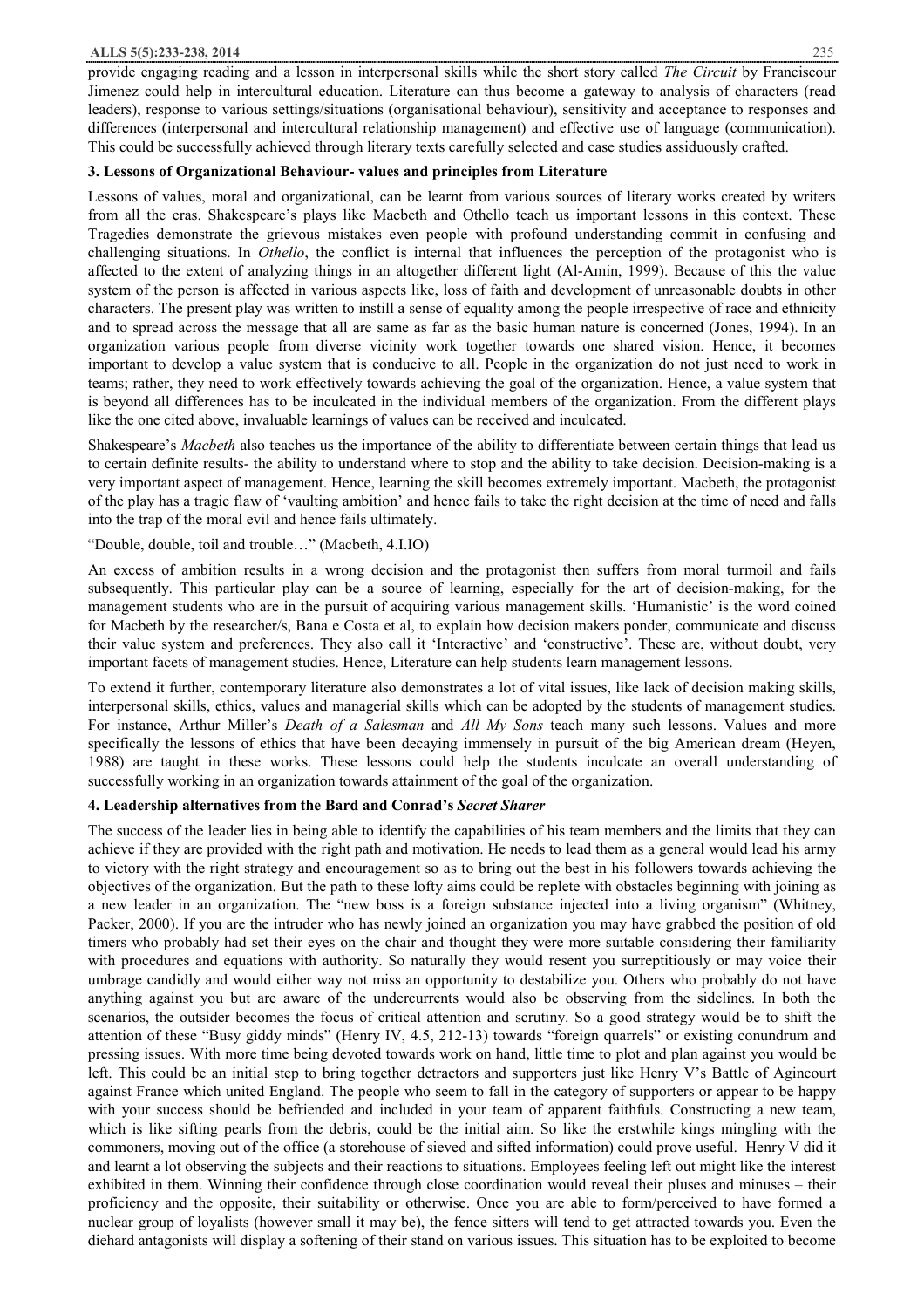provide engaging reading and a lesson in interpersonal skills while the short story called *The Circuit* by Franciscour Jimenez could help in intercultural education. Literature can thus become a gateway to analysis of characters (read leaders), response to various settings/situations (organisational behaviour), sensitivity and acceptance to responses and differences (interpersonal and intercultural relationship management) and effective use of language (communication). This could be successfully achieved through literary texts carefully selected and case studies assiduously crafted.

### 3. Lessons of Organizational Behaviour- values and principles from Literature

Lessons of values, moral and organizational, can be learnt from various sources of literary works created by writers from all the eras. Shakespeare's plays like Macbeth and Othello teach us important lessons in this context. These Tragedies demonstrate the grievous mistakes even people with profound understanding commit in confusing and challenging situations. In *Othello*, the conflict is internal that influences the perception of the protagonist who is affected to the extent of analyzing things in an altogether different light (Al-Amin, 1999). Because of this the value system of the person is affected in various aspects like, loss of faith and development of unreasonable doubts in other characters. The present play was written to instill a sense of equality among the people irrespective of race and ethnicity and to spread across the message that all are same as far as the basic human nature is concerned (Jones, 1994). In an organization various people from diverse vicinity work together towards one shared vision. Hence, it becomes important to develop a value system that is conducive to all. People in the organization do not just need to work in teams; rather, they need to work effectively towards achieving the goal of the organization. Hence, a value system that is beyond all differences has to be inculcated in the individual members of the organization. From the different plays like the one cited above, invaluable learnings of values can be received and inculcated.

Shakespeare's *Macbeth* also teaches us the importance of the ability to differentiate between certain things that lead us to certain definite results- the ability to understand where to stop and the ability to take decision. Decision-making is a very important aspect of management. Hence, learning the skill becomes extremely important. Macbeth, the protagonist of the play has a tragic flaw of 'vaulting ambition' and hence fails to take the right decision at the time of need and falls into the trap of the moral evil and hence fails ultimately.

"Double, double, toil and trouble…" (Macbeth, 4.I.IO)

An excess of ambition results in a wrong decision and the protagonist then suffers from moral turmoil and fails subsequently. This particular play can be a source of learning, especially for the art of decision-making, for the management students who are in the pursuit of acquiring various management skills. 'Humanistic' is the word coined for Macbeth by the researcher/s, Bana e Costa et al, to explain how decision makers ponder, communicate and discuss their value system and preferences. They also call it 'Interactive' and 'constructive'. These are, without doubt, very important facets of management studies. Hence, Literature can help students learn management lessons.

To extend it further, contemporary literature also demonstrates a lot of vital issues, like lack of decision making skills, interpersonal skills, ethics, values and managerial skills which can be adopted by the students of management studies. For instance, Arthur Miller's *Death of a Salesman* and *All My Sons* teach many such lessons. Values and more specifically the lessons of ethics that have been decaying immensely in pursuit of the big American dream (Heyen, 1988) are taught in these works. These lessons could help the students inculcate an overall understanding of successfully working in an organization towards attainment of the goal of the organization.

### 4. Leadership alternatives from the Bard and Conrad's *Secret Sharer*

The success of the leader lies in being able to identify the capabilities of his team members and the limits that they can achieve if they are provided with the right path and motivation. He needs to lead them as a general would lead his army to victory with the right strategy and encouragement so as to bring out the best in his followers towards achieving the objectives of the organization. But the path to these lofty aims could be replete with obstacles beginning with joining as a new leader in an organization. The "new boss is a foreign substance injected into a living organism" (Whitney, Packer, 2000). If you are the intruder who has newly joined an organization you may have grabbed the position of old timers who probably had set their eyes on the chair and thought they were more suitable considering their familiarity with procedures and equations with authority. So naturally they would resent you surreptitiously or may voice their umbrage candidly and would either way not miss an opportunity to destabilize you. Others who probably do not have anything against you but are aware of the undercurrents would also be observing from the sidelines. In both the scenarios, the outsider becomes the focus of critical attention and scrutiny. So a good strategy would be to shift the attention of these "Busy giddy minds" (Henry IV, 4.5, 212-13) towards "foreign quarrels" or existing conundrum and pressing issues. With more time being devoted towards work on hand, little time to plot and plan against you would be left. This could be an initial step to bring together detractors and supporters just like Henry V's Battle of Agincourt against France which united England. The people who seem to fall in the category of supporters or appear to be happy with your success should be befriended and included in your team of apparent faithfuls. Constructing a new team, which is like sifting pearls from the debris, could be the initial aim. So like the erstwhile kings mingling with the commoners, moving out of the office (a storehouse of sieved and sifted information) could prove useful. Henry V did it and learnt a lot observing the subjects and their reactions to situations. Employees feeling left out might like the interest exhibited in them. Winning their confidence through close coordination would reveal their pluses and minuses – their proficiency and the opposite, their suitability or otherwise. Once you are able to form/perceived to have formed a nuclear group of loyalists (however small it may be), the fence sitters will tend to get attracted towards you. Even the diehard antagonists will display a softening of their stand on various issues. This situation has to be exploited to become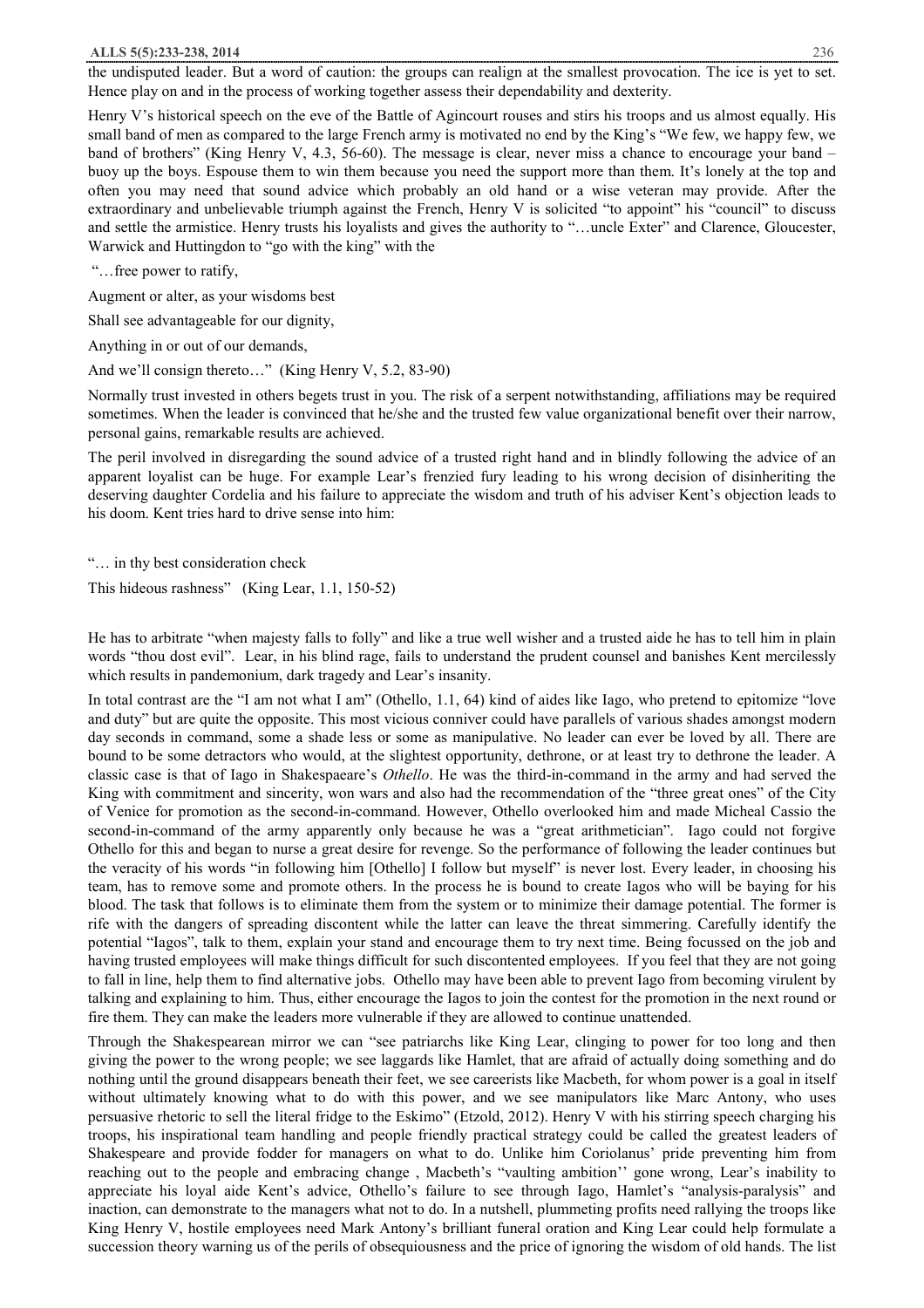the undisputed leader. But a word of caution: the groups can realign at the smallest provocation. The ice is yet to set. Hence play on and in the process of working together assess their dependability and dexterity.

Henry V's historical speech on the eve of the Battle of Agincourt rouses and stirs his troops and us almost equally. His small band of men as compared to the large French army is motivated no end by the King's "We few, we happy few, we band of brothers" (King Henry V, 4.3, 56-60). The message is clear, never miss a chance to encourage your band – buoy up the boys. Espouse them to win them because you need the support more than them. It's lonely at the top and often you may need that sound advice which probably an old hand or a wise veteran may provide. After the extraordinary and unbelievable triumph against the French, Henry V is solicited "to appoint" his "council" to discuss and settle the armistice. Henry trusts his loyalists and gives the authority to "…uncle Exter" and Clarence, Gloucester, Warwick and Huttingdon to "go with the king" with the

"…free power to ratify,

Augment or alter, as your wisdoms best

Shall see advantageable for our dignity,

Anything in or out of our demands,

And we'll consign thereto…" (King Henry V, 5.2, 83-90)

Normally trust invested in others begets trust in you. The risk of a serpent notwithstanding, affiliations may be required sometimes. When the leader is convinced that he/she and the trusted few value organizational benefit over their narrow, personal gains, remarkable results are achieved.

The peril involved in disregarding the sound advice of a trusted right hand and in blindly following the advice of an apparent loyalist can be huge. For example Lear's frenzied fury leading to his wrong decision of disinheriting the deserving daughter Cordelia and his failure to appreciate the wisdom and truth of his adviser Kent's objection leads to his doom. Kent tries hard to drive sense into him:

"… in thy best consideration check

This hideous rashness" (King Lear, 1.1, 150-52)

He has to arbitrate "when majesty falls to folly" and like a true well wisher and a trusted aide he has to tell him in plain words "thou dost evil". Lear, in his blind rage, fails to understand the prudent counsel and banishes Kent mercilessly which results in pandemonium, dark tragedy and Lear's insanity.

In total contrast are the "I am not what I am" (Othello, 1.1, 64) kind of aides like Iago, who pretend to epitomize "love and duty" but are quite the opposite. This most vicious conniver could have parallels of various shades amongst modern day seconds in command, some a shade less or some as manipulative. No leader can ever be loved by all. There are bound to be some detractors who would, at the slightest opportunity, dethrone, or at least try to dethrone the leader. A classic case is that of Iago in Shakespaeare's *Othello*. He was the third-in-command in the army and had served the King with commitment and sincerity, won wars and also had the recommendation of the "three great ones" of the City of Venice for promotion as the second-in-command. However, Othello overlooked him and made Micheal Cassio the second-in-command of the army apparently only because he was a "great arithmetician". Iago could not forgive Othello for this and began to nurse a great desire for revenge. So the performance of following the leader continues but the veracity of his words "in following him [Othello] I follow but myself" is never lost. Every leader, in choosing his team, has to remove some and promote others. In the process he is bound to create Iagos who will be baying for his blood. The task that follows is to eliminate them from the system or to minimize their damage potential. The former is rife with the dangers of spreading discontent while the latter can leave the threat simmering. Carefully identify the potential "Iagos", talk to them, explain your stand and encourage them to try next time. Being focussed on the job and having trusted employees will make things difficult for such discontented employees. If you feel that they are not going to fall in line, help them to find alternative jobs. Othello may have been able to prevent Iago from becoming virulent by talking and explaining to him. Thus, either encourage the Iagos to join the contest for the promotion in the next round or fire them. They can make the leaders more vulnerable if they are allowed to continue unattended.

Through the Shakespearean mirror we can "see patriarchs like King Lear, clinging to power for too long and then giving the power to the wrong people; we see laggards like Hamlet, that are afraid of actually doing something and do nothing until the ground disappears beneath their feet, we see careerists like Macbeth, for whom power is a goal in itself without ultimately knowing what to do with this power, and we see manipulators like Marc Antony, who uses persuasive rhetoric to sell the literal fridge to the Eskimo" (Etzold, 2012). Henry V with his stirring speech charging his troops, his inspirational team handling and people friendly practical strategy could be called the greatest leaders of Shakespeare and provide fodder for managers on what to do. Unlike him Coriolanus' pride preventing him from reaching out to the people and embracing change , Macbeth's "vaulting ambition'' gone wrong, Lear's inability to appreciate his loyal aide Kent's advice, Othello's failure to see through Iago, Hamlet's "analysis-paralysis" and inaction, can demonstrate to the managers what not to do. In a nutshell, plummeting profits need rallying the troops like King Henry V, hostile employees need Mark Antony's brilliant funeral oration and King Lear could help formulate a succession theory warning us of the perils of obsequiousness and the price of ignoring the wisdom of old hands. The list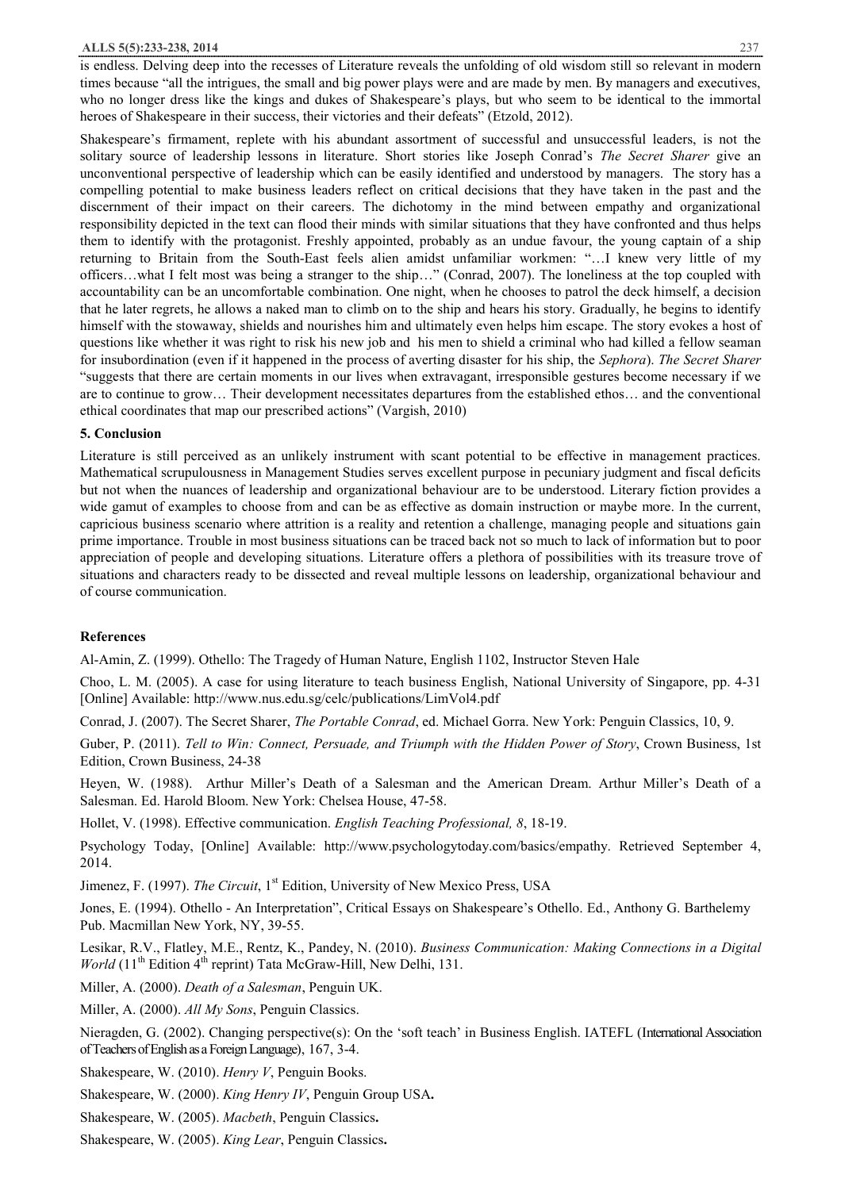is endless. Delving deep into the recesses of Literature reveals the unfolding of old wisdom still so relevant in modern times because "all the intrigues, the small and big power plays were and are made by men. By managers and executives, who no longer dress like the kings and dukes of Shakespeare's plays, but who seem to be identical to the immortal heroes of Shakespeare in their success, their victories and their defeats" (Etzold, 2012).

Shakespeare's firmament, replete with his abundant assortment of successful and unsuccessful leaders, is not the solitary source of leadership lessons in literature. Short stories like Joseph Conrad's *The Secret Sharer* give an unconventional perspective of leadership which can be easily identified and understood by managers. The story has a compelling potential to make business leaders reflect on critical decisions that they have taken in the past and the discernment of their impact on their careers. The dichotomy in the mind between empathy and organizational responsibility depicted in the text can flood their minds with similar situations that they have confronted and thus helps them to identify with the protagonist. Freshly appointed, probably as an undue favour, the young captain of a ship returning to Britain from the South-East feels alien amidst unfamiliar workmen: "…I knew very little of my officers…what I felt most was being a stranger to the ship…" (Conrad, 2007). The loneliness at the top coupled with accountability can be an uncomfortable combination. One night, when he chooses to patrol the deck himself, a decision that he later regrets, he allows a naked man to climb on to the ship and hears his story. Gradually, he begins to identify himself with the stowaway, shields and nourishes him and ultimately even helps him escape. The story evokes a host of questions like whether it was right to risk his new job and his men to shield a criminal who had killed a fellow seaman for insubordination (even if it happened in the process of averting disaster for his ship, the *Sephora*). *The Secret Sharer* "suggests that there are certain moments in our lives when extravagant, irresponsible gestures become necessary if we are to continue to grow… Their development necessitates departures from the established ethos… and the conventional ethical coordinates that map our prescribed actions" (Vargish, 2010)

## 5. Conclusion

Literature is still perceived as an unlikely instrument with scant potential to be effective in management practices. Mathematical scrupulousness in Management Studies serves excellent purpose in pecuniary judgment and fiscal deficits but not when the nuances of leadership and organizational behaviour are to be understood. Literary fiction provides a wide gamut of examples to choose from and can be as effective as domain instruction or maybe more. In the current, capricious business scenario where attrition is a reality and retention a challenge, managing people and situations gain prime importance. Trouble in most business situations can be traced back not so much to lack of information but to poor appreciation of people and developing situations. Literature offers a plethora of possibilities with its treasure trove of situations and characters ready to be dissected and reveal multiple lessons on leadership, organizational behaviour and of course communication.

## References

Al-Amin, Z. (1999). Othello: The Tragedy of Human Nature, English 1102, Instructor Steven Hale

Choo, L. M. (2005). A case for using literature to teach business English, National University of Singapore, pp. 4-31 [Online] Available: http://www.nus.edu.sg/celc/publications/LimVol4.pdf

Conrad, J. (2007). The Secret Sharer, *The Portable Conrad*, ed. Michael Gorra. New York: Penguin Classics, 10, 9.

Guber, P. (2011). *Tell to Win: Connect, Persuade, and Triumph with the Hidden Power of Story*, Crown Business, 1st Edition, Crown Business, 24-38

Heyen, W. (1988). Arthur Miller's Death of a Salesman and the American Dream. Arthur Miller's Death of a Salesman. Ed. Harold Bloom. New York: Chelsea House, 47-58.

Hollet, V. (1998). Effective communication. *English Teaching Professional, 8*, 18-19.

Psychology Today, [Online] Available: http://www.psychologytoday.com/basics/empathy. Retrieved September 4, 2014.

Jimenez, F. (1997). *The Circuit*, 1st Edition, University of New Mexico Press, USA

Jones, E. (1994). Othello - An Interpretation", Critical Essays on Shakespeare's Othello. Ed., Anthony G. Barthelemy Pub. Macmillan New York, NY, 39-55.

Lesikar, R.V., Flatley, M.E., Rentz, K., Pandey, N. (2010). *Business Communication: Making Connections in a Digital World* (11th Edition 4th reprint) Tata McGraw-Hill, New Delhi, 131.

Miller, A. (2000). *Death of a Salesman*, Penguin UK.

Miller, A. (2000). *All My Sons*, Penguin Classics.

Nieragden, G. (2002). Changing perspective(s): On the 'soft teach' in Business English. IATEFL (International Association of Teachers of English as a Foreign Language), 167, 3-4.

Shakespeare, W. (2010). *Henry V*, Penguin Books.

Shakespeare, W. (2000). *King Henry IV*, Penguin Group USA.

Shakespeare, W. (2005). *Macbeth*, Penguin Classics.

Shakespeare, W. (2005). *King Lear*, Penguin Classics.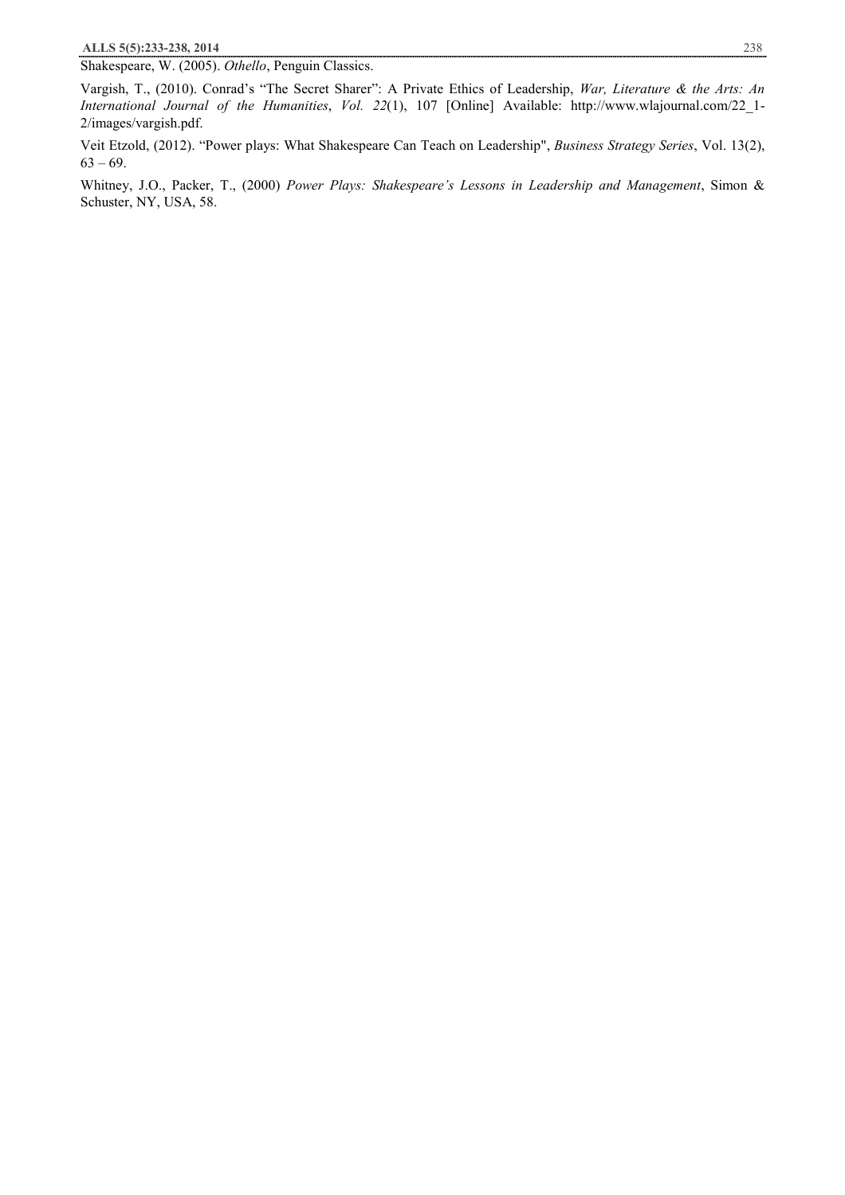Shakespeare, W. (2005). *Othello*, Penguin Classics.

Vargish, T., (2010). Conrad's "The Secret Sharer": A Private Ethics of Leadership, *War, Literature & the Arts: An International Journal of the Humanities*, *Vol. 22*(1), 107 [Online] Available: http://www.wlajournal.com/22_1-2/images/vargish.pdf.

Veit Etzold, (2012). "Power plays: What Shakespeare Can Teach on Leadership", *Business Strategy Series*, Vol. 13(2), 63 – 69.

Whitney, J.O., Packer, T., (2000) *Power Plays: Shakespeare's Lessons in Leadership and Management*, Simon & Schuster, NY, USA, 58.